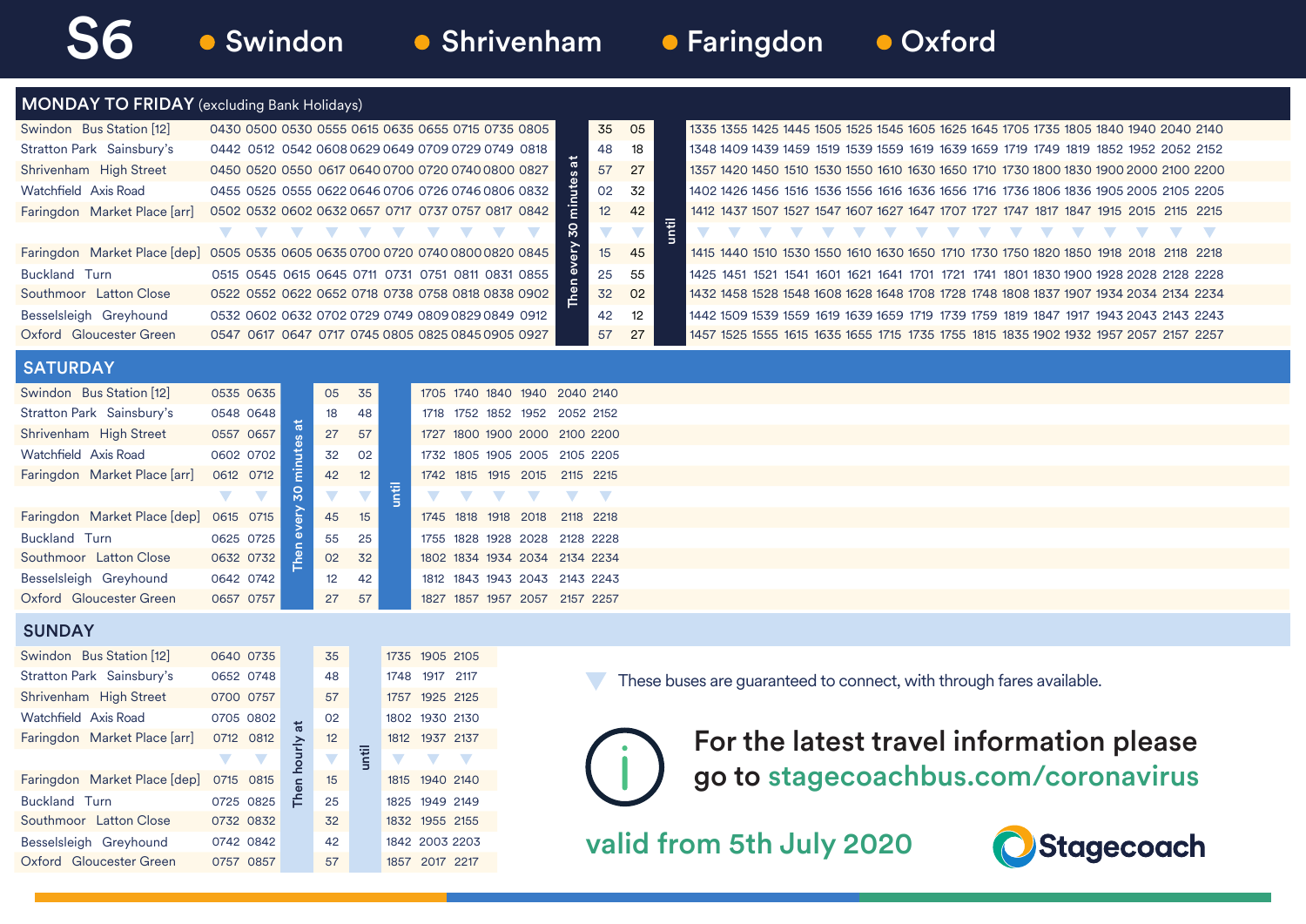# S6 • Swindon • Shrivenham • Faringdon • Oxford

## MONDAY TO FRIDAY (excluding Bank Holidays)

| Stop | | | | | | | | | | | | | | | | | | | | | | | | | | | | | | | | | | | | | | |
|---|---|---|---|---|---|---|---|---|---|---|---|---|---|---|---|---|---|---|---|---|---|---|---|---|---|---|---|---|---|---|---|---|---|---|---|---|---|---|
| Swindon Bus Station [12] | 0430 | 0500 | 0530 | 0555 | 0615 | 0635 | 0655 | 0715 | 0735 | 0805 | Then every 30 minutes at | 35 | 05 | until | 1335 | 1355 | 1425 | 1445 | 1505 | 1525 | 1545 | 1605 | 1625 | 1645 | 1705 | 1735 | 1805 | 1840 | 1940 | 2040 | 2140 |
| Stratton Park Sainsbury's | 0442 | 0512 | 0542 | 0608 | 0629 | 0649 | 0709 | 0729 | 0749 | 0818 | | 48 | 18 | | 1348 | 1409 | 1439 | 1459 | 1519 | 1539 | 1559 | 1619 | 1639 | 1659 | 1719 | 1749 | 1819 | 1852 | 1952 | 2052 | 2152 |
| Shrivenham High Street | 0450 | 0520 | 0550 | 0617 | 0640 | 0700 | 0720 | 0740 | 0800 | 0827 | | 57 | 27 | | 1357 | 1420 | 1450 | 1510 | 1530 | 1550 | 1610 | 1630 | 1650 | 1710 | 1730 | 1800 | 1830 | 1900 | 2000 | 2100 | 2200 |
| Watchfield Axis Road | 0455 | 0525 | 0555 | 0622 | 0646 | 0706 | 0726 | 0746 | 0806 | 0832 | | 02 | 32 | | 1402 | 1426 | 1456 | 1516 | 1536 | 1556 | 1616 | 1636 | 1656 | 1716 | 1736 | 1806 | 1836 | 1905 | 2005 | 2105 | 2205 |
| Faringdon Market Place [arr] | 0502 | 0532 | 0602 | 0632 | 0657 | 0717 | 0737 | 0757 | 0817 | 0842 | | 12 | 42 | | 1412 | 1437 | 1507 | 1527 | 1547 | 1607 | 1627 | 1647 | 1707 | 1727 | 1747 | 1817 | 1847 | 1915 | 2015 | 2115 | 2215 |
| | ▼ | ▼ | ▼ | ▼ | ▼ | ▼ | ▼ | ▼ | ▼ | ▼ | | ▼ | ▼ | | ▼ | ▼ | ▼ | ▼ | ▼ | ▼ | ▼ | ▼ | ▼ | ▼ | ▼ | ▼ | ▼ | ▼ | ▼ | ▼ | ▼ |
| Faringdon Market Place [dep] | 0505 | 0535 | 0605 | 0635 | 0700 | 0720 | 0740 | 0800 | 0820 | 0845 | | 15 | 45 | | 1415 | 1440 | 1510 | 1530 | 1550 | 1610 | 1630 | 1650 | 1710 | 1730 | 1750 | 1820 | 1850 | 1918 | 2018 | 2118 | 2218 |
| Buckland Turn | 0515 | 0545 | 0615 | 0645 | 0711 | 0731 | 0751 | 0811 | 0831 | 0855 | | 25 | 55 | | 1425 | 1451 | 1521 | 1541 | 1601 | 1621 | 1641 | 1701 | 1721 | 1741 | 1801 | 1830 | 1900 | 1928 | 2028 | 2128 | 2228 |
| Southmoor Latton Close | 0522 | 0552 | 0622 | 0652 | 0718 | 0738 | 0758 | 0818 | 0838 | 0902 | | 32 | 02 | | 1432 | 1458 | 1528 | 1548 | 1608 | 1628 | 1648 | 1708 | 1728 | 1748 | 1808 | 1837 | 1907 | 1934 | 2034 | 2134 | 2234 |
| Besselsleigh Greyhound | 0532 | 0602 | 0632 | 0702 | 0729 | 0749 | 0809 | 0829 | 0849 | 0912 | | 42 | 12 | | 1442 | 1509 | 1539 | 1559 | 1619 | 1639 | 1659 | 1719 | 1739 | 1759 | 1819 | 1847 | 1917 | 1943 | 2043 | 2143 | 2243 |
| Oxford Gloucester Green | 0547 | 0617 | 0647 | 0717 | 0745 | 0805 | 0825 | 0845 | 0905 | 0927 | | 57 | 27 | | 1457 | 1525 | 1555 | 1615 | 1635 | 1655 | 1715 | 1735 | 1755 | 1815 | 1835 | 1902 | 1932 | 1957 | 2057 | 2157 | 2257 |

## SATURDAY

| Stop | | | | | | | | | | | | |
|---|---|---|---|---|---|---|---|---|---|---|---|---|
| Swindon Bus Station [12] | 0535 | 0635 | Then every 30 minutes at | 05 | 35 | until | 1705 | 1740 | 1840 | 1940 | 2040 | 2140 |
| Stratton Park Sainsbury's | 0548 | 0648 | | 18 | 48 | | 1718 | 1752 | 1852 | 1952 | 2052 | 2152 |
| Shrivenham High Street | 0557 | 0657 | | 27 | 57 | | 1727 | 1800 | 1900 | 2000 | 2100 | 2200 |
| Watchfield Axis Road | 0602 | 0702 | | 32 | 02 | | 1732 | 1805 | 1905 | 2005 | 2105 | 2205 |
| Faringdon Market Place [arr] | 0612 | 0712 | | 42 | 12 | | 1742 | 1815 | 1915 | 2015 | 2115 | 2215 |
| | ▼ | ▼ | | ▼ | ▼ | | ▼ | ▼ | ▼ | ▼ | ▼ | ▼ |
| Faringdon Market Place [dep] | 0615 | 0715 | | 45 | 15 | | 1745 | 1818 | 1918 | 2018 | 2118 | 2218 |
| Buckland Turn | 0625 | 0725 | | 55 | 25 | | 1755 | 1828 | 1928 | 2028 | 2128 | 2228 |
| Southmoor Latton Close | 0632 | 0732 | | 02 | 32 | | 1802 | 1834 | 1934 | 2034 | 2134 | 2234 |
| Besselsleigh Greyhound | 0642 | 0742 | | 12 | 42 | | 1812 | 1843 | 1943 | 2043 | 2143 | 2243 |
| Oxford Gloucester Green | 0657 | 0757 | | 27 | 57 | | 1827 | 1857 | 1957 | 2057 | 2157 | 2257 |

## SUNDAY

| Stop | | | | | | | | |
|---|---|---|---|---|---|---|---|---|
| Swindon Bus Station [12] | 0640 | 0735 | Then hourly at | 35 | until | 1735 | 1905 | 2105 |
| Stratton Park Sainsbury's | 0652 | 0748 | | 48 | | 1748 | 1917 | 2117 |
| Shrivenham High Street | 0700 | 0757 | | 57 | | 1757 | 1925 | 2125 |
| Watchfield Axis Road | 0705 | 0802 | | 02 | | 1802 | 1930 | 2130 |
| Faringdon Market Place [arr] | 0712 | 0812 | | 12 | | 1812 | 1937 | 2137 |
| | ▼ | ▼ | | ▼ | | ▼ | ▼ | ▼ |
| Faringdon Market Place [dep] | 0715 | 0815 | | 15 | | 1815 | 1940 | 2140 |
| Buckland Turn | 0725 | 0825 | | 25 | | 1825 | 1949 | 2149 |
| Southmoor Latton Close | 0732 | 0832 | | 32 | | 1832 | 1955 | 2155 |
| Besselsleigh Greyhound | 0742 | 0842 | | 42 | | 1842 | 2003 | 2203 |
| Oxford Gloucester Green | 0757 | 0857 | | 57 | | 1857 | 2017 | 2217 |

▼ These buses are guaranteed to connect, with through fares available.

**For the latest travel information please go to stagecoachbus.com/coronavirus**

valid from 5th July 2020

Stagecoach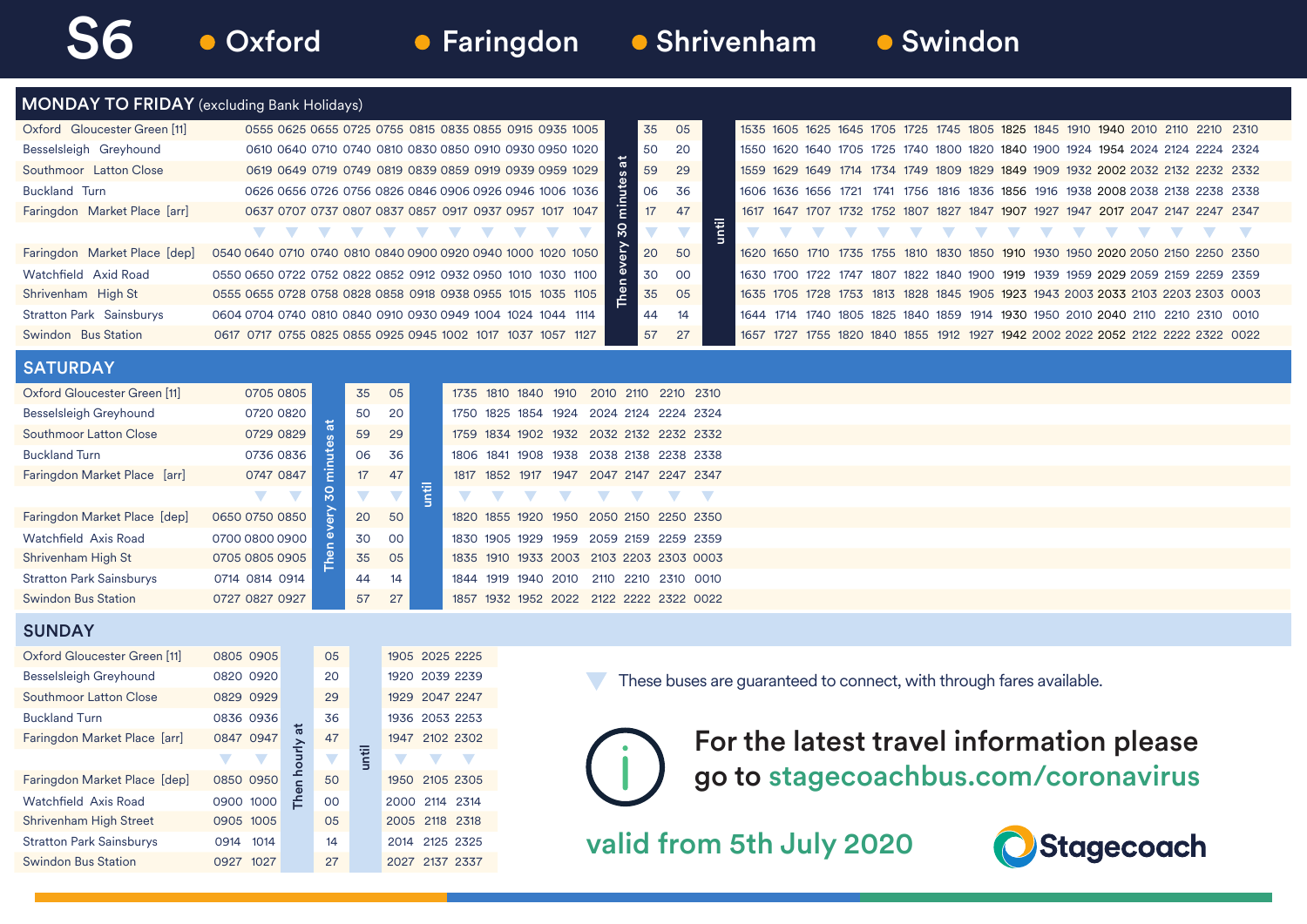# S6 • Oxford • Faringdon • Shrivenham • Swindon

## MONDAY TO FRIDAY (excluding Bank Holidays)

| | | | | | | | | | | | | | Then every 30 minutes at | | until | | | | | | | | | | | | | | | | |
|---|---|---|---|---|---|---|---|---|---|---|---|---|---|---|---|---|---|---|---|---|---|---|---|---|---|---|---|---|---|---|---|
| Oxford Gloucester Green [11] | | 0555 | 0625 | 0655 | 0725 | 0755 | 0815 | 0835 | 0855 | 0915 | 0935 | 1005 | 35 | 05 | | 1535 | 1605 | 1625 | 1645 | 1705 | 1725 | 1745 | 1805 | 1825 | 1845 | 1910 | 1940 | 2010 | 2110 | 2210 | 2310 |
| Besselsleigh Greyhound | | 0610 | 0640 | 0710 | 0740 | 0810 | 0830 | 0850 | 0910 | 0930 | 0950 | 1020 | 50 | 20 | | 1550 | 1620 | 1640 | 1705 | 1725 | 1740 | 1800 | 1820 | 1840 | 1900 | 1924 | 1954 | 2024 | 2124 | 2224 | 2324 |
| Southmoor Latton Close | | 0619 | 0649 | 0719 | 0749 | 0819 | 0839 | 0859 | 0919 | 0939 | 0959 | 1029 | 59 | 29 | | 1559 | 1629 | 1649 | 1714 | 1734 | 1749 | 1809 | 1829 | 1849 | 1909 | 1932 | 2002 | 2032 | 2132 | 2232 | 2332 |
| Buckland Turn | | 0626 | 0656 | 0726 | 0756 | 0826 | 0846 | 0906 | 0926 | 0946 | 1006 | 1036 | 06 | 36 | | 1606 | 1636 | 1656 | 1721 | 1741 | 1756 | 1816 | 1836 | 1856 | 1916 | 1938 | 2008 | 2038 | 2138 | 2238 | 2338 |
| Faringdon Market Place [arr] | | 0637 | 0707 | 0737 | 0807 | 0837 | 0857 | 0917 | 0937 | 0957 | 1017 | 1047 | 17 | 47 | | 1617 | 1647 | 1707 | 1732 | 1752 | 1807 | 1827 | 1847 | 1907 | 1927 | 1947 | 2017 | 2047 | 2147 | 2247 | 2347 |
| | | ▼ | ▼ | ▼ | ▼ | ▼ | ▼ | ▼ | ▼ | ▼ | ▼ | ▼ | ▼ | ▼ | | ▼ | ▼ | ▼ | ▼ | ▼ | ▼ | ▼ | ▼ | ▼ | ▼ | ▼ | ▼ | ▼ | ▼ | ▼ | ▼ |
| Faringdon Market Place [dep] | 0540 | 0640 | 0710 | 0740 | 0810 | 0840 | 0900 | 0920 | 0940 | 1000 | 1020 | 1050 | 20 | 50 | | 1620 | 1650 | 1710 | 1735 | 1755 | 1810 | 1830 | 1850 | 1910 | 1930 | 1950 | 2020 | 2050 | 2150 | 2250 | 2350 |
| Watchfield Axid Road | 0550 | 0650 | 0722 | 0752 | 0822 | 0852 | 0912 | 0932 | 0950 | 1010 | 1030 | 1100 | 30 | 00 | | 1630 | 1700 | 1722 | 1747 | 1807 | 1822 | 1840 | 1900 | 1919 | 1939 | 1959 | 2029 | 2059 | 2159 | 2259 | 2359 |
| Shrivenham High St | 0555 | 0655 | 0728 | 0758 | 0828 | 0858 | 0918 | 0938 | 0955 | 1015 | 1035 | 1105 | 35 | 05 | | 1635 | 1705 | 1728 | 1753 | 1813 | 1828 | 1845 | 1905 | 1923 | 1943 | 2003 | 2033 | 2103 | 2203 | 2303 | 0003 |
| Stratton Park Sainsburys | 0604 | 0704 | 0740 | 0810 | 0840 | 0910 | 0930 | 0949 | 1004 | 1024 | 1044 | 1114 | 44 | 14 | | 1644 | 1714 | 1740 | 1805 | 1825 | 1840 | 1859 | 1914 | 1930 | 1950 | 2010 | 2040 | 2110 | 2210 | 2310 | 0010 |
| Swindon Bus Station | 0617 | 0717 | 0755 | 0825 | 0855 | 0925 | 0945 | 1002 | 1017 | 1037 | 1057 | 1127 | 57 | 27 | | 1657 | 1727 | 1755 | 1820 | 1840 | 1855 | 1912 | 1927 | 1942 | 2002 | 2022 | 2052 | 2122 | 2222 | 2322 | 0022 |

## SATURDAY

| | | | | Then every 30 minutes at | | until | | | | | | | | |
|---|---|---|---|---|---|---|---|---|---|---|---|---|---|---|
| Oxford Gloucester Green [11] | | 0705 | 0805 | 35 | 05 | | 1735 | 1810 | 1840 | 1910 | 2010 | 2110 | 2210 | 2310 |
| Besselsleigh Greyhound | | 0720 | 0820 | 50 | 20 | | 1750 | 1825 | 1854 | 1924 | 2024 | 2124 | 2224 | 2324 |
| Southmoor Latton Close | | 0729 | 0829 | 59 | 29 | | 1759 | 1834 | 1902 | 1932 | 2032 | 2132 | 2232 | 2332 |
| Buckland Turn | | 0736 | 0836 | 06 | 36 | | 1806 | 1841 | 1908 | 1938 | 2038 | 2138 | 2238 | 2338 |
| Faringdon Market Place [arr] | | 0747 | 0847 | 17 | 47 | | 1817 | 1852 | 1917 | 1947 | 2047 | 2147 | 2247 | 2347 |
| | | ▼ | ▼ | ▼ | ▼ | | ▼ | ▼ | ▼ | ▼ | ▼ | ▼ | ▼ | ▼ |
| Faringdon Market Place [dep] | 0650 | 0750 | 0850 | 20 | 50 | | 1820 | 1855 | 1920 | 1950 | 2050 | 2150 | 2250 | 2350 |
| Watchfield Axis Road | 0700 | 0800 | 0900 | 30 | 00 | | 1830 | 1905 | 1929 | 1959 | 2059 | 2159 | 2259 | 2359 |
| Shrivenham High St | 0705 | 0805 | 0905 | 35 | 05 | | 1835 | 1910 | 1933 | 2003 | 2103 | 2203 | 2303 | 0003 |
| Stratton Park Sainsburys | 0714 | 0814 | 0914 | 44 | 14 | | 1844 | 1919 | 1940 | 2010 | 2110 | 2210 | 2310 | 0010 |
| Swindon Bus Station | 0727 | 0827 | 0927 | 57 | 27 | | 1857 | 1932 | 1952 | 2022 | 2122 | 2222 | 2322 | 0022 |

## SUNDAY

| | | | Then hourly at | until | | | |
|---|---|---|---|---|---|---|---|
| Oxford Gloucester Green [11] | 0805 | 0905 | 05 | | 1905 | 2025 | 2225 |
| Besselsleigh Greyhound | 0820 | 0920 | 20 | | 1920 | 2039 | 2239 |
| Southmoor Latton Close | 0829 | 0929 | 29 | | 1929 | 2047 | 2247 |
| Buckland Turn | 0836 | 0936 | 36 | | 1936 | 2053 | 2253 |
| Faringdon Market Place [arr] | 0847 | 0947 | 47 | | 1947 | 2102 | 2302 |
| | ▼ | ▼ | ▼ | | ▼ | ▼ | ▼ |
| Faringdon Market Place [dep] | 0850 | 0950 | 50 | | 1950 | 2105 | 2305 |
| Watchfield Axis Road | 0900 | 1000 | 00 | | 2000 | 2114 | 2314 |
| Shrivenham High Street | 0905 | 1005 | 05 | | 2005 | 2118 | 2318 |
| Stratton Park Sainsburys | 0914 | 1014 | 14 | | 2014 | 2125 | 2325 |
| Swindon Bus Station | 0927 | 1027 | 27 | | 2027 | 2137 | 2337 |

▼ These buses are guaranteed to connect, with through fares available.

**For the latest travel information please go to stagecoachbus.com/coronavirus**

**valid from 5th July 2020**

Stagecoach